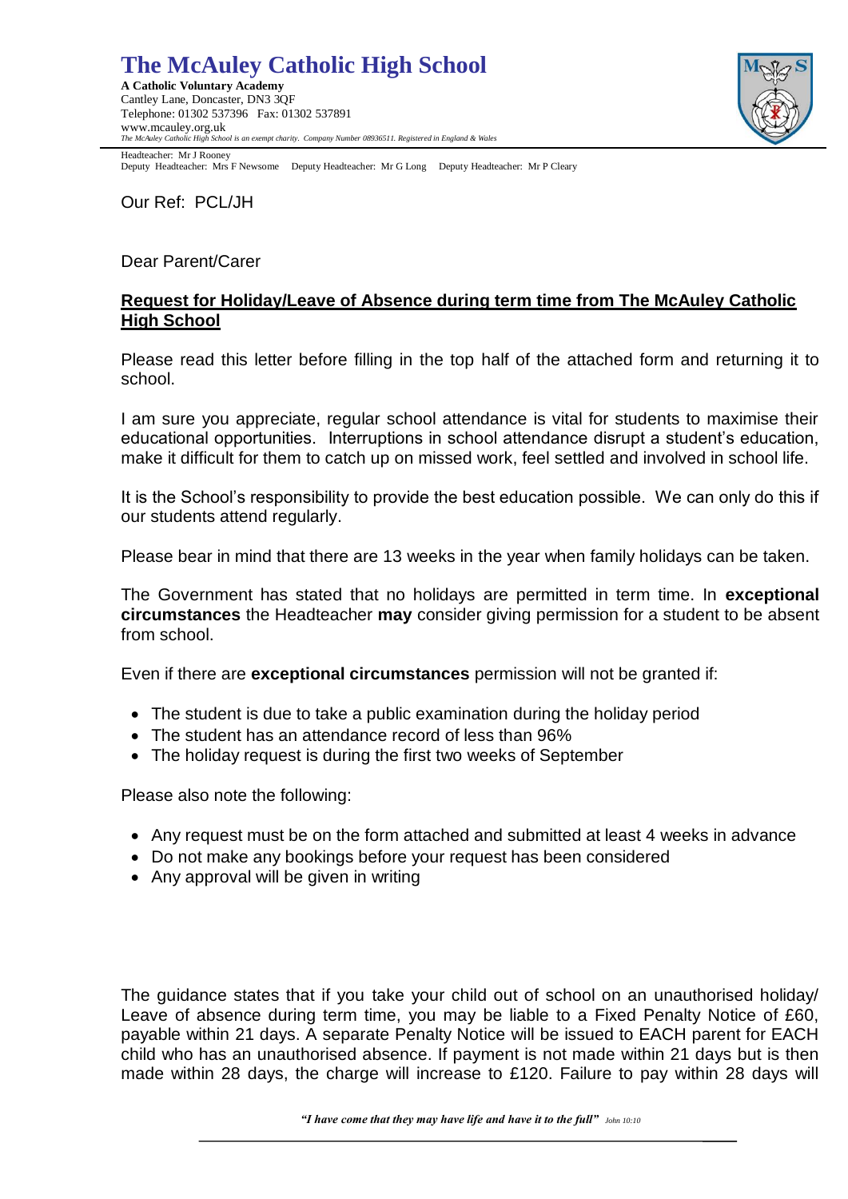# The McAuley Catholic High School

**A Catholic Voluntary Academy**
Cantley Lane, Doncaster, DN3 3QF
Telephone: 01302 537396 Fax: 01302 537891
www.mcauley.org.uk
*The McAuley Catholic High School is an exempt charity. Company Number 08936511. Registered in England & Wales*

Headteacher: Mr J Rooney
Deputy Headteacher: Mrs F Newsome Deputy Headteacher: Mr G Long Deputy Headteacher: Mr P Cleary

Our Ref: PCL/JH

Dear Parent/Carer

**Request for Holiday/Leave of Absence during term time from The McAuley Catholic High School**

Please read this letter before filling in the top half of the attached form and returning it to school.

I am sure you appreciate, regular school attendance is vital for students to maximise their educational opportunities. Interruptions in school attendance disrupt a student's education, make it difficult for them to catch up on missed work, feel settled and involved in school life.

It is the School's responsibility to provide the best education possible. We can only do this if our students attend regularly.

Please bear in mind that there are 13 weeks in the year when family holidays can be taken.

The Government has stated that no holidays are permitted in term time. In **exceptional circumstances** the Headteacher **may** consider giving permission for a student to be absent from school.

Even if there are **exceptional circumstances** permission will not be granted if:

- The student is due to take a public examination during the holiday period
- The student has an attendance record of less than 96%
- The holiday request is during the first two weeks of September

Please also note the following:

- Any request must be on the form attached and submitted at least 4 weeks in advance
- Do not make any bookings before your request has been considered
- Any approval will be given in writing

The guidance states that if you take your child out of school on an unauthorised holiday/ Leave of absence during term time, you may be liable to a Fixed Penalty Notice of £60, payable within 21 days. A separate Penalty Notice will be issued to EACH parent for EACH child who has an unauthorised absence. If payment is not made within 21 days but is then made within 28 days, the charge will increase to £120. Failure to pay within 28 days will

***"I have come that they may have life and have it to the full"*** *John 10:10*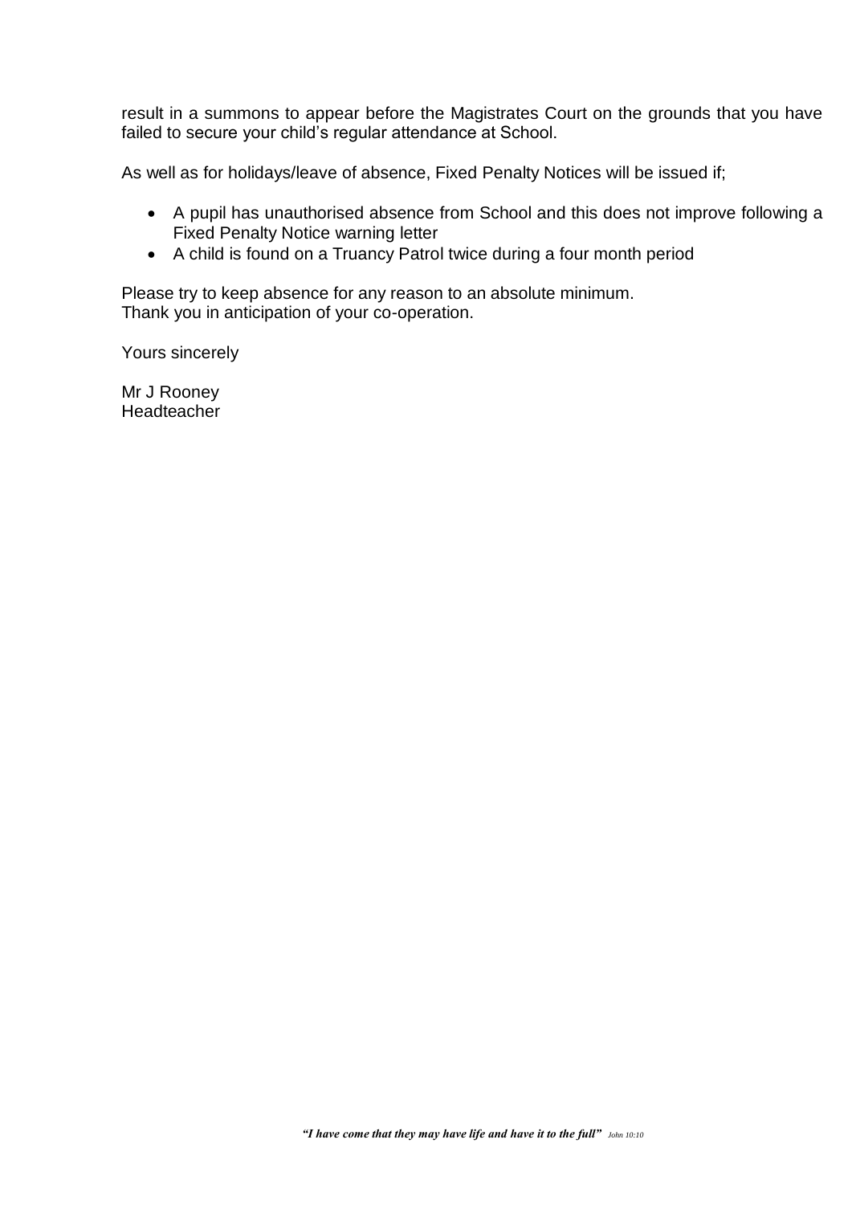result in a summons to appear before the Magistrates Court on the grounds that you have failed to secure your child's regular attendance at School.

As well as for holidays/leave of absence, Fixed Penalty Notices will be issued if;

- A pupil has unauthorised absence from School and this does not improve following a Fixed Penalty Notice warning letter
- A child is found on a Truancy Patrol twice during a four month period

Please try to keep absence for any reason to an absolute minimum.
Thank you in anticipation of your co-operation.

Yours sincerely

Mr J Rooney
Headteacher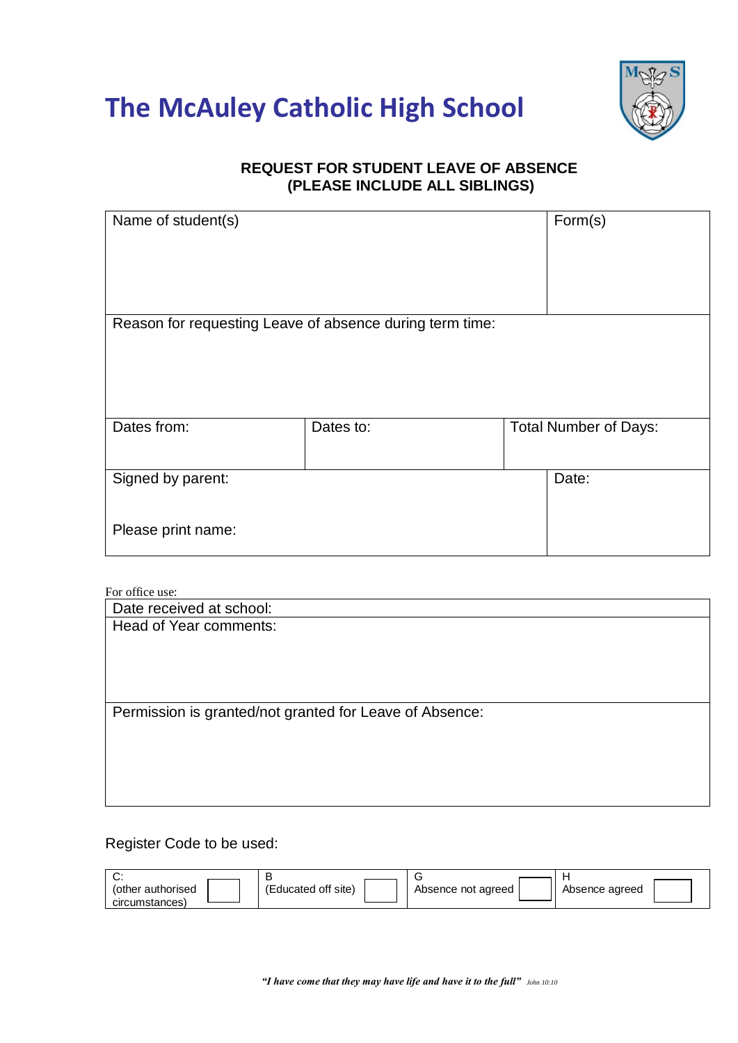# The McAuley Catholic High School

## REQUEST FOR STUDENT LEAVE OF ABSENCE
## (PLEASE INCLUDE ALL SIBLINGS)

| Name of student(s) | | | Form(s) |
|---|---|---|---|
| Reason for requesting Leave of absence during term time: | | | |
| Dates from: | Dates to: | Total Number of Days: | |
| Signed by parent:<br><br>Please print name: | | | Date: |

For office use:

| |
|---|
| Date received at school: |
| Head of Year comments: |
| Permission is granted/not granted for Leave of Absence: |

Register Code to be used:

| | | | |
|---|---|---|---|
| C: (other authorised circumstances) ☐ | B (Educated off site) ☐ | G Absence not agreed ☐ | H Absence agreed ☐ |

***"I have come that they may have life and have it to the full"*** *John 10:10*